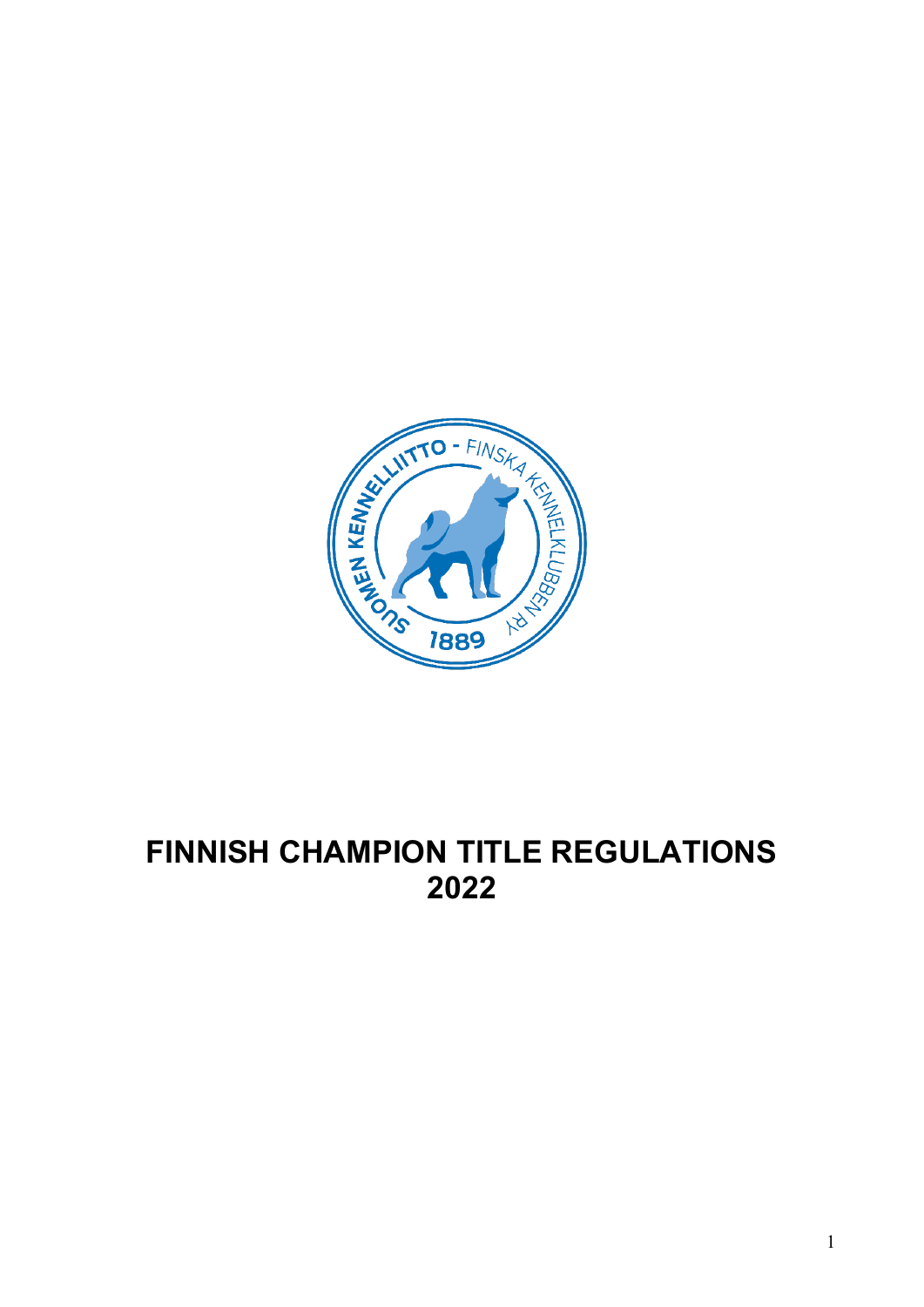# FINNISH CHAMPION TITLE REGULATIONS 2022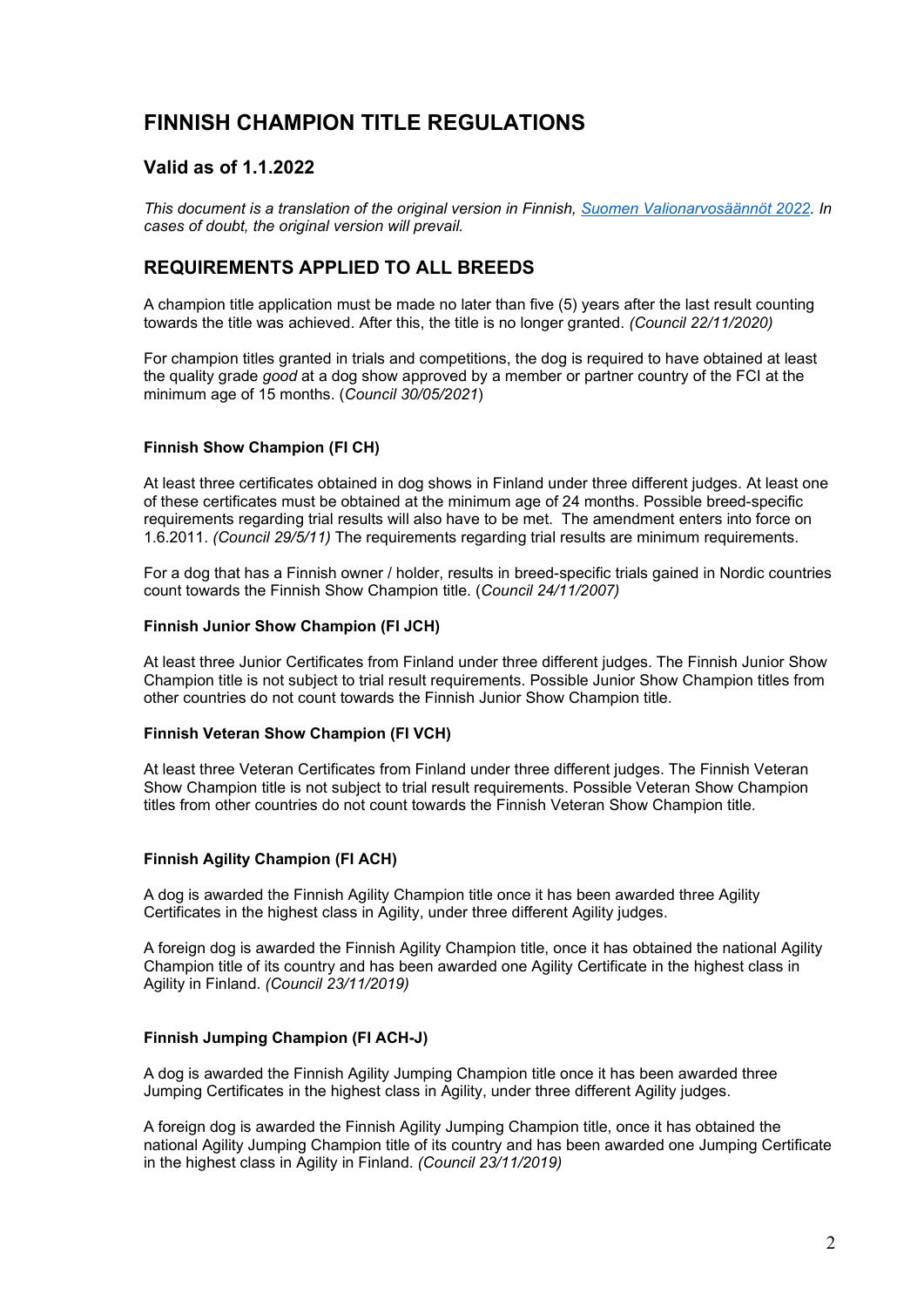# FINNISH CHAMPION TITLE REGULATIONS

## Valid as of 1.1.2022

*This document is a translation of the original version in Finnish, [Suomen Valionarvosäännöt 2022](). In cases of doubt, the original version will prevail.*

## REQUIREMENTS APPLIED TO ALL BREEDS

A champion title application must be made no later than five (5) years after the last result counting towards the title was achieved. After this, the title is no longer granted. *(Council 22/11/2020)*

For champion titles granted in trials and competitions, the dog is required to have obtained at least the quality grade *good* at a dog show approved by a member or partner country of the FCI at the minimum age of 15 months. (*Council 30/05/2021*)

### Finnish Show Champion (FI CH)

At least three certificates obtained in dog shows in Finland under three different judges. At least one of these certificates must be obtained at the minimum age of 24 months. Possible breed-specific requirements regarding trial results will also have to be met. The amendment enters into force on 1.6.2011. *(Council 29/5/11)* The requirements regarding trial results are minimum requirements.

For a dog that has a Finnish owner / holder, results in breed-specific trials gained in Nordic countries count towards the Finnish Show Champion title. (*Council 24/11/2007)*

### Finnish Junior Show Champion (FI JCH)

At least three Junior Certificates from Finland under three different judges. The Finnish Junior Show Champion title is not subject to trial result requirements. Possible Junior Show Champion titles from other countries do not count towards the Finnish Junior Show Champion title.

### Finnish Veteran Show Champion (FI VCH)

At least three Veteran Certificates from Finland under three different judges. The Finnish Veteran Show Champion title is not subject to trial result requirements. Possible Veteran Show Champion titles from other countries do not count towards the Finnish Veteran Show Champion title.

### Finnish Agility Champion (FI ACH)

A dog is awarded the Finnish Agility Champion title once it has been awarded three Agility Certificates in the highest class in Agility, under three different Agility judges.

A foreign dog is awarded the Finnish Agility Champion title, once it has obtained the national Agility Champion title of its country and has been awarded one Agility Certificate in the highest class in Agility in Finland. *(Council 23/11/2019)*

### Finnish Jumping Champion (FI ACH-J)

A dog is awarded the Finnish Agility Jumping Champion title once it has been awarded three Jumping Certificates in the highest class in Agility, under three different Agility judges.

A foreign dog is awarded the Finnish Agility Jumping Champion title, once it has obtained the national Agility Jumping Champion title of its country and has been awarded one Jumping Certificate in the highest class in Agility in Finland. *(Council 23/11/2019)*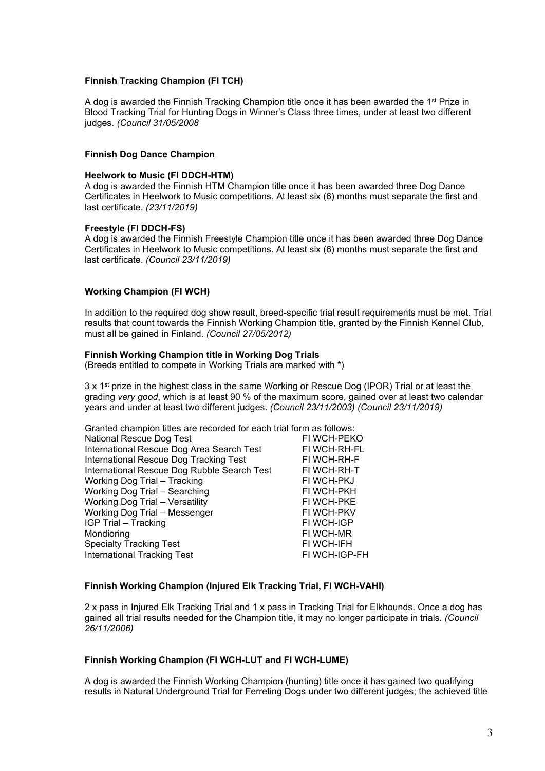**Finnish Tracking Champion (FI TCH)**

A dog is awarded the Finnish Tracking Champion title once it has been awarded the 1st Prize in Blood Tracking Trial for Hunting Dogs in Winner's Class three times, under at least two different judges. *(Council 31/05/2008*

**Finnish Dog Dance Champion**

**Heelwork to Music (FI DDCH-HTM)**
A dog is awarded the Finnish HTM Champion title once it has been awarded three Dog Dance Certificates in Heelwork to Music competitions. At least six (6) months must separate the first and last certificate. *(23/11/2019)*

**Freestyle (FI DDCH-FS)**
A dog is awarded the Finnish Freestyle Champion title once it has been awarded three Dog Dance Certificates in Heelwork to Music competitions. At least six (6) months must separate the first and last certificate. *(Council 23/11/2019)*

**Working Champion (FI WCH)**

In addition to the required dog show result, breed-specific trial result requirements must be met. Trial results that count towards the Finnish Working Champion title, granted by the Finnish Kennel Club, must all be gained in Finland. *(Council 27/05/2012)*

**Finnish Working Champion title in Working Dog Trials**
(Breeds entitled to compete in Working Trials are marked with *)

3 x 1st prize in the highest class in the same Working or Rescue Dog (IPOR) Trial or at least the grading *very good*, which is at least 90 % of the maximum score, gained over at least two calendar years and under at least two different judges. *(Council 23/11/2003) (Council 23/11/2019)*

Granted champion titles are recorded for each trial form as follows:

| | |
|---|---|
| National Rescue Dog Test | FI WCH-PEKO |
| International Rescue Dog Area Search Test | FI WCH-RH-FL |
| International Rescue Dog Tracking Test | FI WCH-RH-F |
| International Rescue Dog Rubble Search Test | FI WCH-RH-T |
| Working Dog Trial – Tracking | FI WCH-PKJ |
| Working Dog Trial – Searching | FI WCH-PKH |
| Working Dog Trial – Versatility | FI WCH-PKE |
| Working Dog Trial – Messenger | FI WCH-PKV |
| IGP Trial – Tracking | FI WCH-IGP |
| Mondioring | FI WCH-MR |
| Specialty Tracking Test | FI WCH-IFH |
| International Tracking Test | FI WCH-IGP-FH |

**Finnish Working Champion (Injured Elk Tracking Trial, FI WCH-VAHI)**

2 x pass in Injured Elk Tracking Trial and 1 x pass in Tracking Trial for Elkhounds. Once a dog has gained all trial results needed for the Champion title, it may no longer participate in trials. *(Council 26/11/2006)*

**Finnish Working Champion (FI WCH-LUT and FI WCH-LUME)**

A dog is awarded the Finnish Working Champion (hunting) title once it has gained two qualifying results in Natural Underground Trial for Ferreting Dogs under two different judges; the achieved title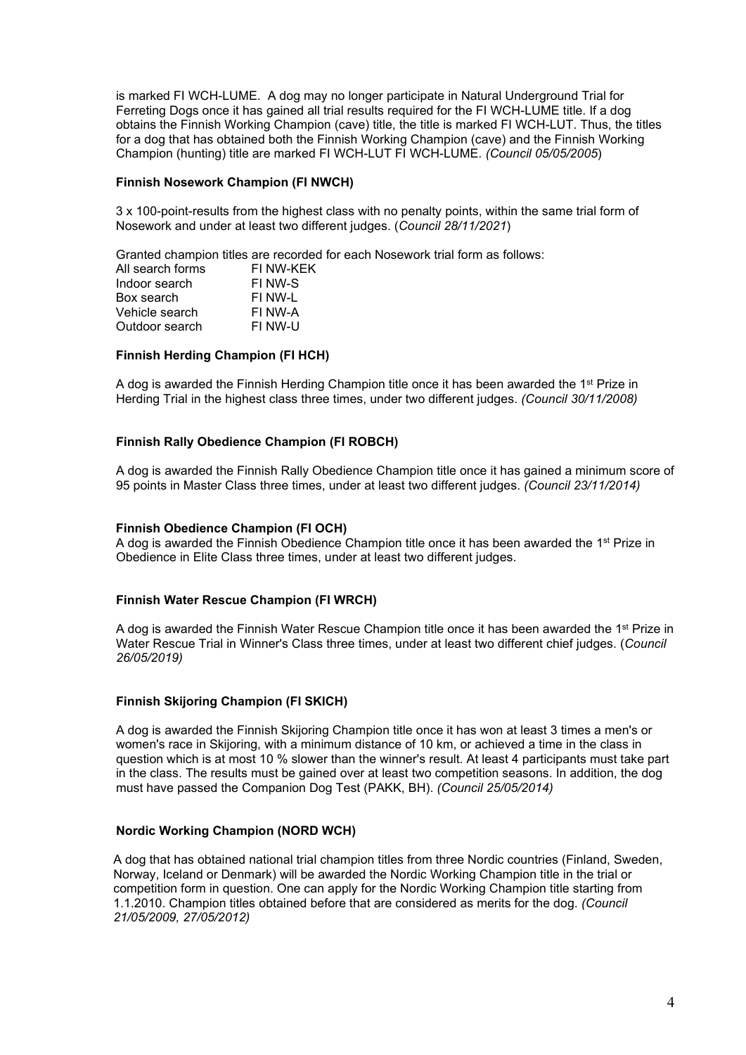is marked FI WCH-LUME. A dog may no longer participate in Natural Underground Trial for Ferreting Dogs once it has gained all trial results required for the FI WCH-LUME title. If a dog obtains the Finnish Working Champion (cave) title, the title is marked FI WCH-LUT. Thus, the titles for a dog that has obtained both the Finnish Working Champion (cave) and the Finnish Working Champion (hunting) title are marked FI WCH-LUT FI WCH-LUME. *(Council 05/05/2005)*

### Finnish Nosework Champion (FI NWCH)

3 x 100-point-results from the highest class with no penalty points, within the same trial form of Nosework and under at least two different judges. (*Council 28/11/2021*)

Granted champion titles are recorded for each Nosework trial form as follows:

| | |
|---|---|
| All search forms | FI NW-KEK |
| Indoor search | FI NW-S |
| Box search | FI NW-L |
| Vehicle search | FI NW-A |
| Outdoor search | FI NW-U |

### Finnish Herding Champion (FI HCH)

A dog is awarded the Finnish Herding Champion title once it has been awarded the 1st Prize in Herding Trial in the highest class three times, under two different judges. *(Council 30/11/2008)*

### Finnish Rally Obedience Champion (FI ROBCH)

A dog is awarded the Finnish Rally Obedience Champion title once it has gained a minimum score of 95 points in Master Class three times, under at least two different judges. *(Council 23/11/2014)*

### Finnish Obedience Champion (FI OCH)

A dog is awarded the Finnish Obedience Champion title once it has been awarded the 1st Prize in Obedience in Elite Class three times, under at least two different judges.

### Finnish Water Rescue Champion (FI WRCH)

A dog is awarded the Finnish Water Rescue Champion title once it has been awarded the 1st Prize in Water Rescue Trial in Winner's Class three times, under at least two different chief judges. (*Council 26/05/2019)*

### Finnish Skijoring Champion (FI SKICH)

A dog is awarded the Finnish Skijoring Champion title once it has won at least 3 times a men's or women's race in Skijoring, with a minimum distance of 10 km, or achieved a time in the class in question which is at most 10 % slower than the winner's result. At least 4 participants must take part in the class. The results must be gained over at least two competition seasons. In addition, the dog must have passed the Companion Dog Test (PAKK, BH). *(Council 25/05/2014)*

### Nordic Working Champion (NORD WCH)

A dog that has obtained national trial champion titles from three Nordic countries (Finland, Sweden, Norway, Iceland or Denmark) will be awarded the Nordic Working Champion title in the trial or competition form in question. One can apply for the Nordic Working Champion title starting from 1.1.2010. Champion titles obtained before that are considered as merits for the dog. *(Council 21/05/2009, 27/05/2012)*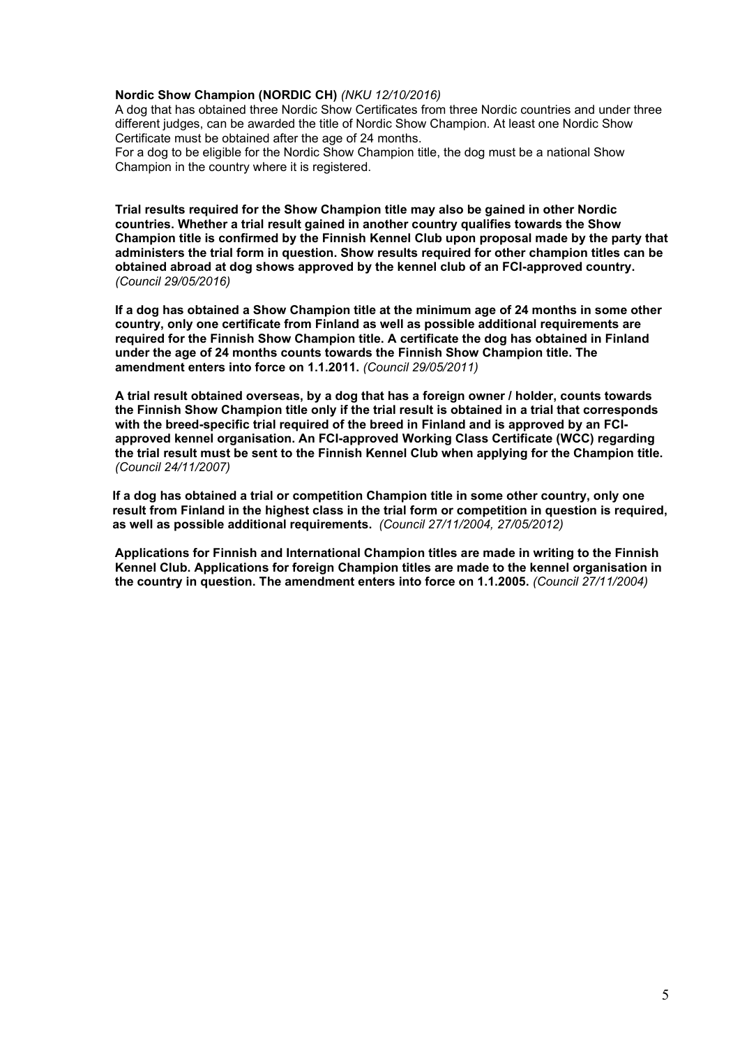**Nordic Show Champion (NORDIC CH)** *(NKU 12/10/2016)*

A dog that has obtained three Nordic Show Certificates from three Nordic countries and under three different judges, can be awarded the title of Nordic Show Champion. At least one Nordic Show Certificate must be obtained after the age of 24 months.

For a dog to be eligible for the Nordic Show Champion title, the dog must be a national Show Champion in the country where it is registered.

**Trial results required for the Show Champion title may also be gained in other Nordic countries. Whether a trial result gained in another country qualifies towards the Show Champion title is confirmed by the Finnish Kennel Club upon proposal made by the party that administers the trial form in question. Show results required for other champion titles can be obtained abroad at dog shows approved by the kennel club of an FCI-approved country.** *(Council 29/05/2016)*

**If a dog has obtained a Show Champion title at the minimum age of 24 months in some other country, only one certificate from Finland as well as possible additional requirements are required for the Finnish Show Champion title. A certificate the dog has obtained in Finland under the age of 24 months counts towards the Finnish Show Champion title. The amendment enters into force on 1.1.2011.** *(Council 29/05/2011)*

**A trial result obtained overseas, by a dog that has a foreign owner / holder, counts towards the Finnish Show Champion title only if the trial result is obtained in a trial that corresponds with the breed-specific trial required of the breed in Finland and is approved by an FCI-approved kennel organisation. An FCI-approved Working Class Certificate (WCC) regarding the trial result must be sent to the Finnish Kennel Club when applying for the Champion title.** *(Council 24/11/2007)*

**If a dog has obtained a trial or competition Champion title in some other country, only one result from Finland in the highest class in the trial form or competition in question is required, as well as possible additional requirements.** *(Council 27/11/2004, 27/05/2012)*

**Applications for Finnish and International Champion titles are made in writing to the Finnish Kennel Club. Applications for foreign Champion titles are made to the kennel organisation in the country in question. The amendment enters into force on 1.1.2005.** *(Council 27/11/2004)*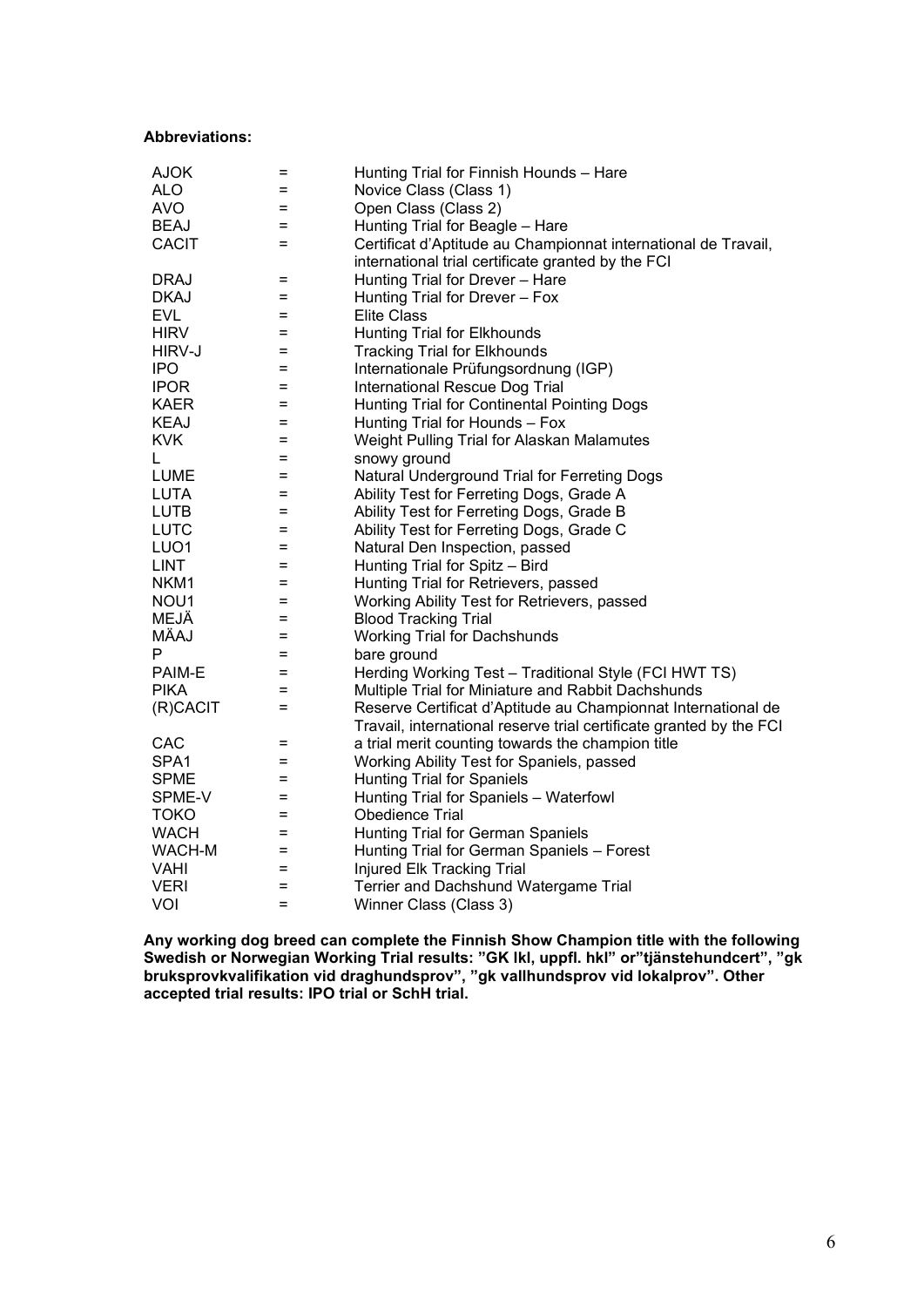**Abbreviations:**

| | | |
|---|---|---|
| AJOK | = | Hunting Trial for Finnish Hounds – Hare |
| ALO | = | Novice Class (Class 1) |
| AVO | = | Open Class (Class 2) |
| BEAJ | = | Hunting Trial for Beagle – Hare |
| CACIT | = | Certificat d'Aptitude au Championnat international de Travail, international trial certificate granted by the FCI |
| DRAJ | = | Hunting Trial for Drever – Hare |
| DKAJ | = | Hunting Trial for Drever – Fox |
| EVL | = | Elite Class |
| HIRV | = | Hunting Trial for Elkhounds |
| HIRV-J | = | Tracking Trial for Elkhounds |
| IPO | = | Internationale Prüfungsordnung (IGP) |
| IPOR | = | International Rescue Dog Trial |
| KAER | = | Hunting Trial for Continental Pointing Dogs |
| KEAJ | = | Hunting Trial for Hounds – Fox |
| KVK | = | Weight Pulling Trial for Alaskan Malamutes |
| L | = | snowy ground |
| LUME | = | Natural Underground Trial for Ferreting Dogs |
| LUTA | = | Ability Test for Ferreting Dogs, Grade A |
| LUTB | = | Ability Test for Ferreting Dogs, Grade B |
| LUTC | = | Ability Test for Ferreting Dogs, Grade C |
| LUO1 | = | Natural Den Inspection, passed |
| LINT | = | Hunting Trial for Spitz – Bird |
| NKM1 | = | Hunting Trial for Retrievers, passed |
| NOU1 | = | Working Ability Test for Retrievers, passed |
| MEJÄ | = | Blood Tracking Trial |
| MÄAJ | = | Working Trial for Dachshunds |
| P | = | bare ground |
| PAIM-E | = | Herding Working Test – Traditional Style (FCI HWT TS) |
| PIKA | = | Multiple Trial for Miniature and Rabbit Dachshunds |
| (R)CACIT | = | Reserve Certificat d'Aptitude au Championnat International de Travail, international reserve trial certificate granted by the FCI |
| CAC | = | a trial merit counting towards the champion title |
| SPA1 | = | Working Ability Test for Spaniels, passed |
| SPME | = | Hunting Trial for Spaniels |
| SPME-V | = | Hunting Trial for Spaniels – Waterfowl |
| TOKO | = | Obedience Trial |
| WACH | = | Hunting Trial for German Spaniels |
| WACH-M | = | Hunting Trial for German Spaniels – Forest |
| VAHI | = | Injured Elk Tracking Trial |
| VERI | = | Terrier and Dachshund Watergame Trial |
| VOI | = | Winner Class (Class 3) |

**Any working dog breed can complete the Finnish Show Champion title with the following Swedish or Norwegian Working Trial results: "GK lkl, uppfl. hkl" or"tjänstehundcert", "gk bruksprovkvalifikation vid draghundsprov", "gk vallhundsprov vid lokalprov". Other accepted trial results: IPO trial or SchH trial.**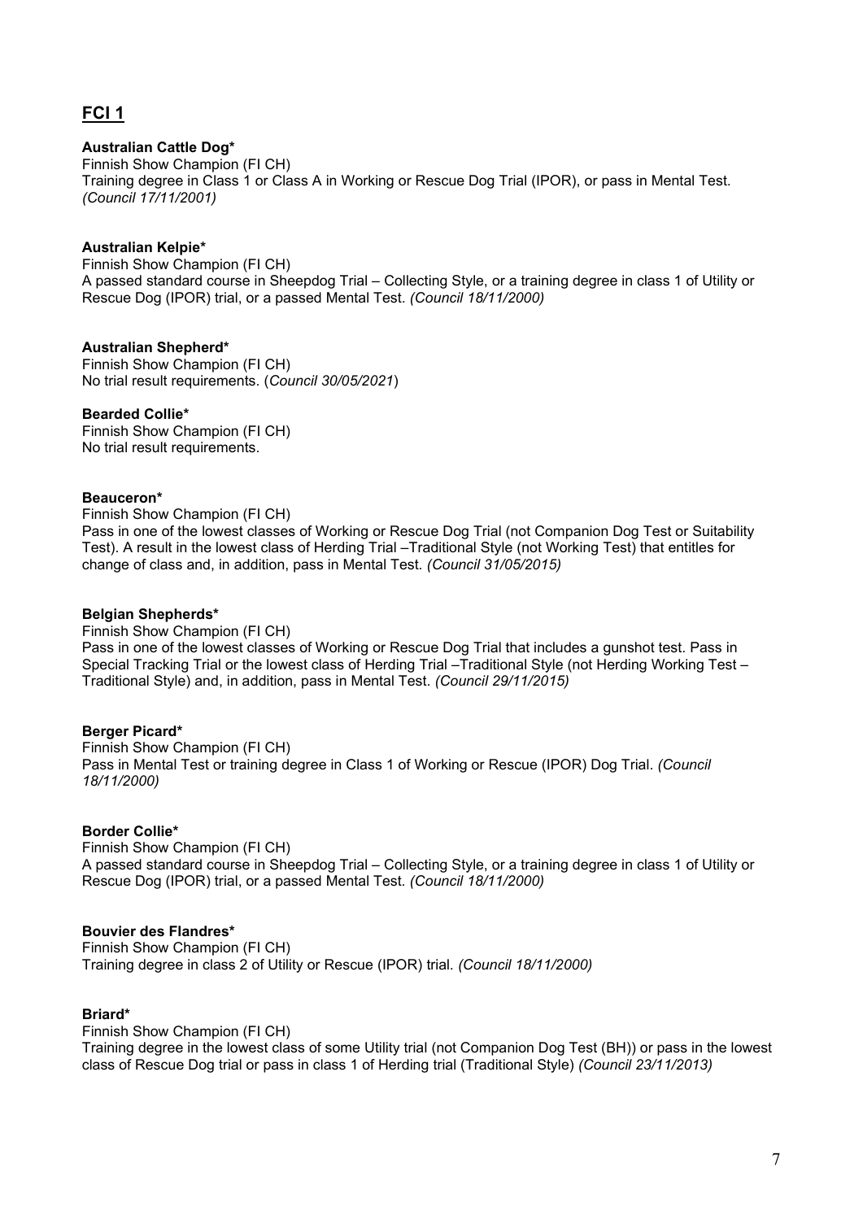## FCI 1

**Australian Cattle Dog***
Finnish Show Champion (FI CH)
Training degree in Class 1 or Class A in Working or Rescue Dog Trial (IPOR), or pass in Mental Test. *(Council 17/11/2001)*

**Australian Kelpie***
Finnish Show Champion (FI CH)
A passed standard course in Sheepdog Trial – Collecting Style, or a training degree in class 1 of Utility or Rescue Dog (IPOR) trial, or a passed Mental Test. *(Council 18/11/2000)*

**Australian Shepherd***
Finnish Show Champion (FI CH)
No trial result requirements. (*Council 30/05/2021*)

**Bearded Collie***
Finnish Show Champion (FI CH)
No trial result requirements.

**Beauceron***
Finnish Show Champion (FI CH)
Pass in one of the lowest classes of Working or Rescue Dog Trial (not Companion Dog Test or Suitability Test). A result in the lowest class of Herding Trial –Traditional Style (not Working Test) that entitles for change of class and, in addition, pass in Mental Test. *(Council 31/05/2015)*

**Belgian Shepherds***
Finnish Show Champion (FI CH)
Pass in one of the lowest classes of Working or Rescue Dog Trial that includes a gunshot test. Pass in Special Tracking Trial or the lowest class of Herding Trial –Traditional Style (not Herding Working Test – Traditional Style) and, in addition, pass in Mental Test. *(Council 29/11/2015)*

**Berger Picard***
Finnish Show Champion (FI CH)
Pass in Mental Test or training degree in Class 1 of Working or Rescue (IPOR) Dog Trial. *(Council 18/11/2000)*

**Border Collie***
Finnish Show Champion (FI CH)
A passed standard course in Sheepdog Trial – Collecting Style, or a training degree in class 1 of Utility or Rescue Dog (IPOR) trial, or a passed Mental Test. *(Council 18/11/2000)*

**Bouvier des Flandres***
Finnish Show Champion (FI CH)
Training degree in class 2 of Utility or Rescue (IPOR) trial. *(Council 18/11/2000)*

**Briard***
Finnish Show Champion (FI CH)
Training degree in the lowest class of some Utility trial (not Companion Dog Test (BH)) or pass in the lowest class of Rescue Dog trial or pass in class 1 of Herding trial (Traditional Style) *(Council 23/11/2013)*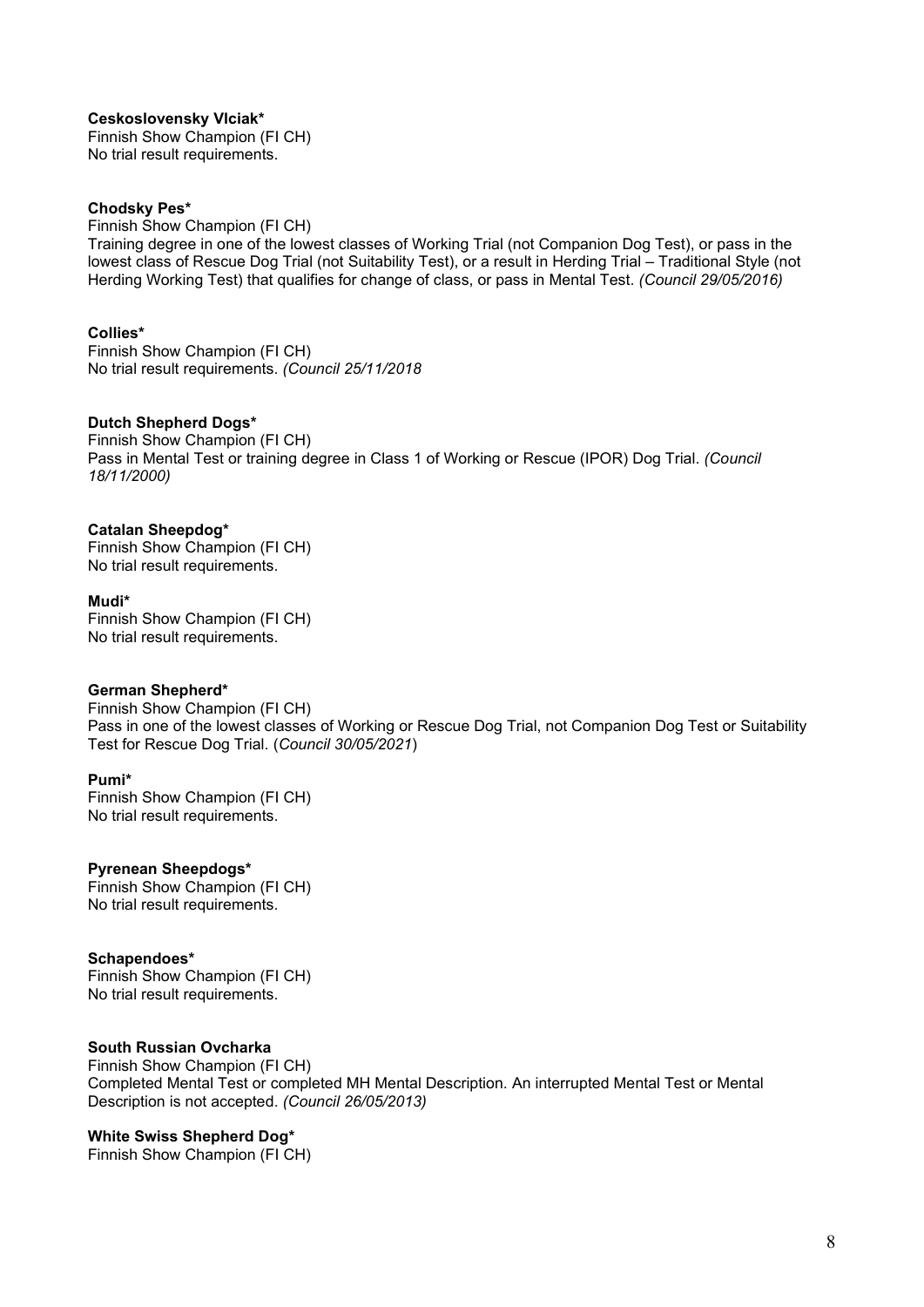**Ceskoslovensky Vlciak***
Finnish Show Champion (FI CH)
No trial result requirements.

**Chodsky Pes***
Finnish Show Champion (FI CH)
Training degree in one of the lowest classes of Working Trial (not Companion Dog Test), or pass in the lowest class of Rescue Dog Trial (not Suitability Test), or a result in Herding Trial – Traditional Style (not Herding Working Test) that qualifies for change of class, or pass in Mental Test. *(Council 29/05/2016)*

**Collies***
Finnish Show Champion (FI CH)
No trial result requirements. *(Council 25/11/2018*

**Dutch Shepherd Dogs***
Finnish Show Champion (FI CH)
Pass in Mental Test or training degree in Class 1 of Working or Rescue (IPOR) Dog Trial. *(Council 18/11/2000)*

**Catalan Sheepdog***
Finnish Show Champion (FI CH)
No trial result requirements.

**Mudi***
Finnish Show Champion (FI CH)
No trial result requirements.

**German Shepherd***
Finnish Show Champion (FI CH)
Pass in one of the lowest classes of Working or Rescue Dog Trial, not Companion Dog Test or Suitability Test for Rescue Dog Trial. (*Council 30/05/2021*)

**Pumi***
Finnish Show Champion (FI CH)
No trial result requirements.

**Pyrenean Sheepdogs***
Finnish Show Champion (FI CH)
No trial result requirements.

**Schapendoes***
Finnish Show Champion (FI CH)
No trial result requirements.

**South Russian Ovcharka**
Finnish Show Champion (FI CH)
Completed Mental Test or completed MH Mental Description. An interrupted Mental Test or Mental Description is not accepted. *(Council 26/05/2013)*

**White Swiss Shepherd Dog***
Finnish Show Champion (FI CH)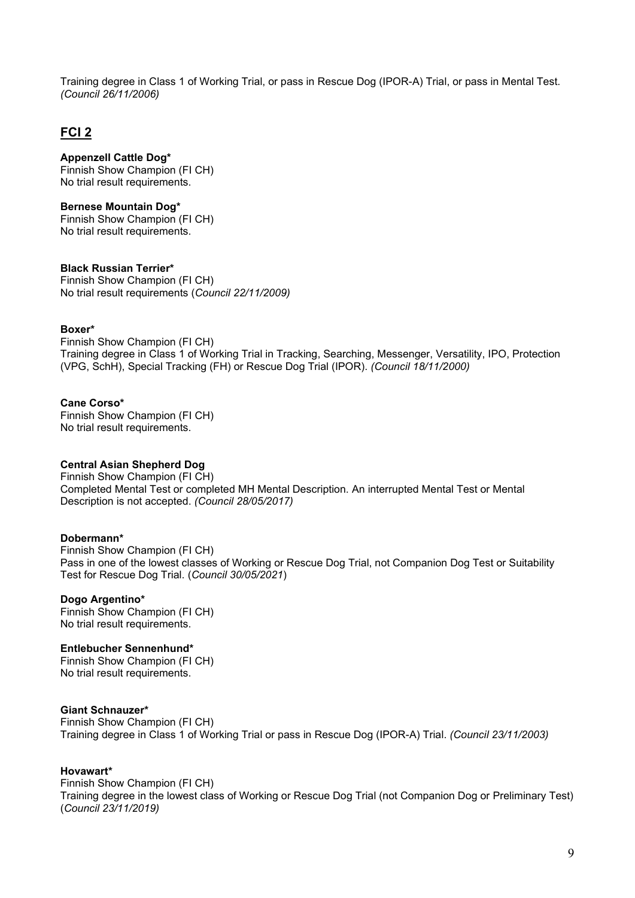Training degree in Class 1 of Working Trial, or pass in Rescue Dog (IPOR-A) Trial, or pass in Mental Test. *(Council 26/11/2006)*

## FCI 2

**Appenzell Cattle Dog***
Finnish Show Champion (FI CH)
No trial result requirements.

**Bernese Mountain Dog***
Finnish Show Champion (FI CH)
No trial result requirements.

**Black Russian Terrier***
Finnish Show Champion (FI CH)
No trial result requirements (*Council 22/11/2009)*

**Boxer***
Finnish Show Champion (FI CH)
Training degree in Class 1 of Working Trial in Tracking, Searching, Messenger, Versatility, IPO, Protection (VPG, SchH), Special Tracking (FH) or Rescue Dog Trial (IPOR). *(Council 18/11/2000)*

**Cane Corso***
Finnish Show Champion (FI CH)
No trial result requirements.

**Central Asian Shepherd Dog**
Finnish Show Champion (FI CH)
Completed Mental Test or completed MH Mental Description. An interrupted Mental Test or Mental Description is not accepted. *(Council 28/05/2017)*

**Dobermann***
Finnish Show Champion (FI CH)
Pass in one of the lowest classes of Working or Rescue Dog Trial, not Companion Dog Test or Suitability Test for Rescue Dog Trial. (*Council 30/05/2021*)

**Dogo Argentino***
Finnish Show Champion (FI CH)
No trial result requirements.

**Entlebucher Sennenhund***
Finnish Show Champion (FI CH)
No trial result requirements.

**Giant Schnauzer***
Finnish Show Champion (FI CH)
Training degree in Class 1 of Working Trial or pass in Rescue Dog (IPOR-A) Trial. *(Council 23/11/2003)*

**Hovawart***
Finnish Show Champion (FI CH)
Training degree in the lowest class of Working or Rescue Dog Trial (not Companion Dog or Preliminary Test) (*Council 23/11/2019)*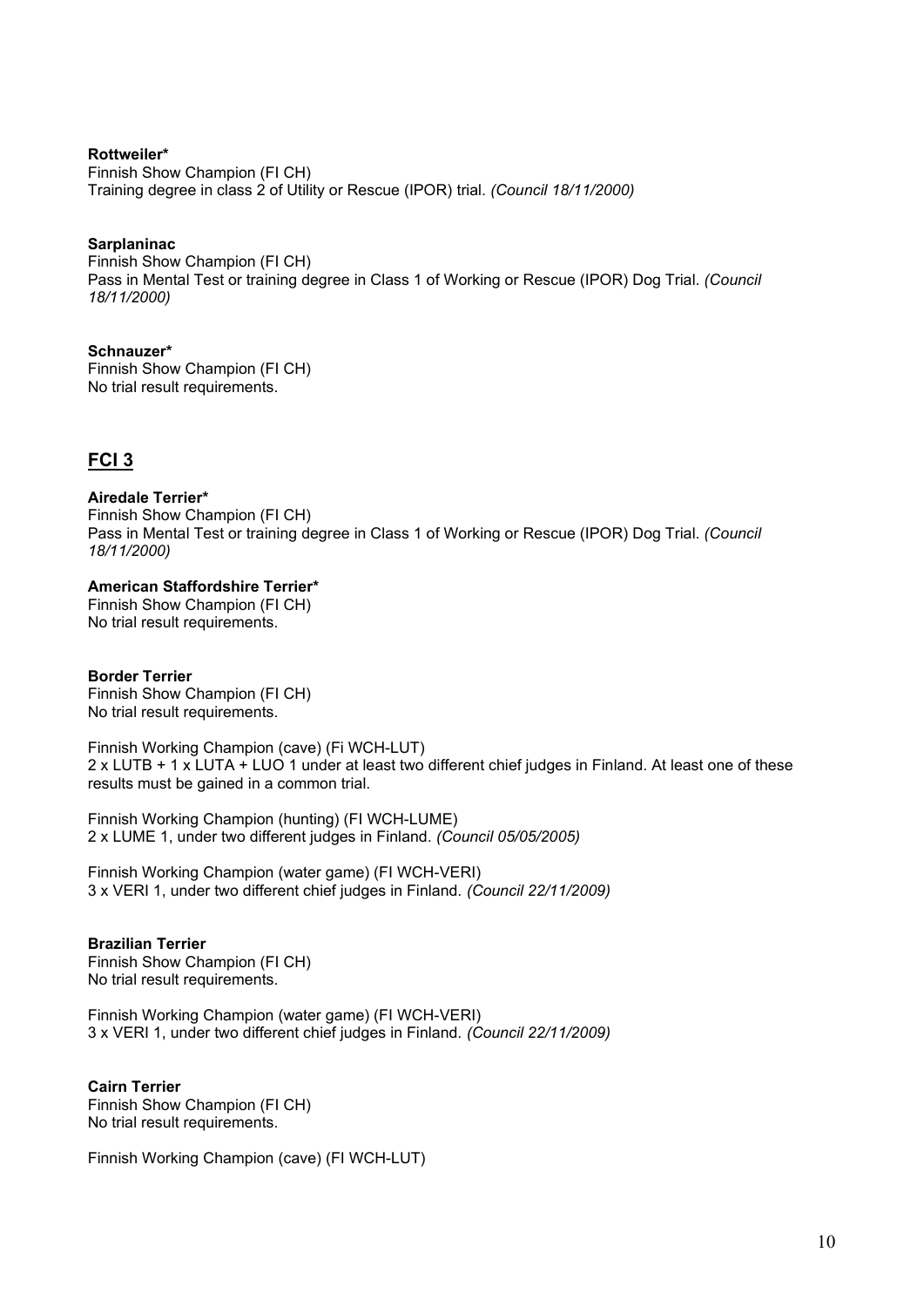**Rottweiler***
Finnish Show Champion (FI CH)
Training degree in class 2 of Utility or Rescue (IPOR) trial. *(Council 18/11/2000)*

**Sarplaninac**
Finnish Show Champion (FI CH)
Pass in Mental Test or training degree in Class 1 of Working or Rescue (IPOR) Dog Trial. *(Council 18/11/2000)*

**Schnauzer***
Finnish Show Champion (FI CH)
No trial result requirements.

## FCI 3

**Airedale Terrier***
Finnish Show Champion (FI CH)
Pass in Mental Test or training degree in Class 1 of Working or Rescue (IPOR) Dog Trial. *(Council 18/11/2000)*

**American Staffordshire Terrier***
Finnish Show Champion (FI CH)
No trial result requirements.

**Border Terrier**
Finnish Show Champion (FI CH)
No trial result requirements.

Finnish Working Champion (cave) (Fi WCH-LUT)
2 x LUTB + 1 x LUTA + LUO 1 under at least two different chief judges in Finland. At least one of these results must be gained in a common trial.

Finnish Working Champion (hunting) (FI WCH-LUME)
2 x LUME 1, under two different judges in Finland. *(Council 05/05/2005)*

Finnish Working Champion (water game) (FI WCH-VERI)
3 x VERI 1, under two different chief judges in Finland. *(Council 22/11/2009)*

**Brazilian Terrier**
Finnish Show Champion (FI CH)
No trial result requirements.

Finnish Working Champion (water game) (FI WCH-VERI)
3 x VERI 1, under two different chief judges in Finland. *(Council 22/11/2009)*

**Cairn Terrier**
Finnish Show Champion (FI CH)
No trial result requirements.

Finnish Working Champion (cave) (FI WCH-LUT)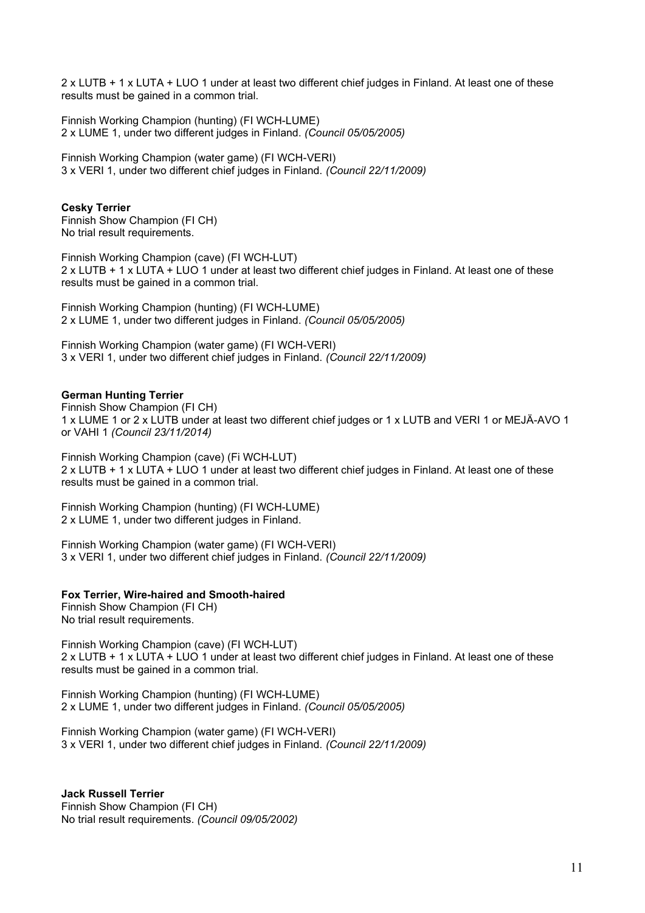2 x LUTB + 1 x LUTA + LUO 1 under at least two different chief judges in Finland. At least one of these results must be gained in a common trial.

Finnish Working Champion (hunting) (FI WCH-LUME)
2 x LUME 1, under two different judges in Finland. *(Council 05/05/2005)*

Finnish Working Champion (water game) (FI WCH-VERI)
3 x VERI 1, under two different chief judges in Finland. *(Council 22/11/2009)*

**Cesky Terrier**
Finnish Show Champion (FI CH)
No trial result requirements.

Finnish Working Champion (cave) (FI WCH-LUT)
2 x LUTB + 1 x LUTA + LUO 1 under at least two different chief judges in Finland. At least one of these results must be gained in a common trial.

Finnish Working Champion (hunting) (FI WCH-LUME)
2 x LUME 1, under two different judges in Finland. *(Council 05/05/2005)*

Finnish Working Champion (water game) (FI WCH-VERI)
3 x VERI 1, under two different chief judges in Finland. *(Council 22/11/2009)*

**German Hunting Terrier**
Finnish Show Champion (FI CH)
1 x LUME 1 or 2 x LUTB under at least two different chief judges or 1 x LUTB and VERI 1 or MEJÄ-AVO 1 or VAHI 1 *(Council 23/11/2014)*

Finnish Working Champion (cave) (Fi WCH-LUT)
2 x LUTB + 1 x LUTA + LUO 1 under at least two different chief judges in Finland. At least one of these results must be gained in a common trial.

Finnish Working Champion (hunting) (FI WCH-LUME)
2 x LUME 1, under two different judges in Finland.

Finnish Working Champion (water game) (FI WCH-VERI)
3 x VERI 1, under two different chief judges in Finland. *(Council 22/11/2009)*

**Fox Terrier, Wire-haired and Smooth-haired**
Finnish Show Champion (FI CH)
No trial result requirements.

Finnish Working Champion (cave) (FI WCH-LUT)
2 x LUTB + 1 x LUTA + LUO 1 under at least two different chief judges in Finland. At least one of these results must be gained in a common trial.

Finnish Working Champion (hunting) (FI WCH-LUME)
2 x LUME 1, under two different judges in Finland. *(Council 05/05/2005)*

Finnish Working Champion (water game) (FI WCH-VERI)
3 x VERI 1, under two different chief judges in Finland. *(Council 22/11/2009)*

**Jack Russell Terrier**
Finnish Show Champion (FI CH)
No trial result requirements. *(Council 09/05/2002)*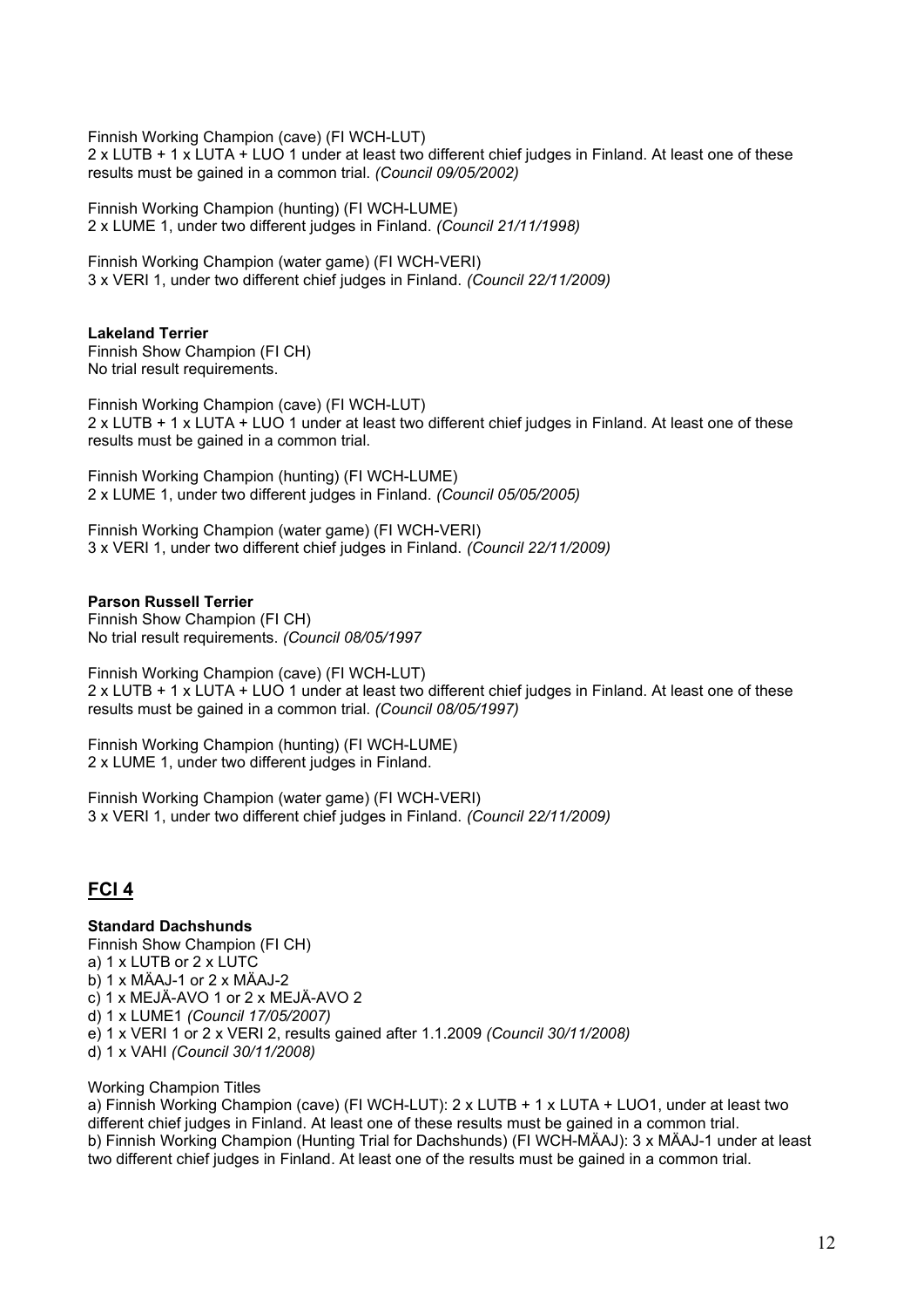Finnish Working Champion (cave) (FI WCH-LUT)
2 x LUTB + 1 x LUTA + LUO 1 under at least two different chief judges in Finland. At least one of these results must be gained in a common trial. *(Council 09/05/2002)*

Finnish Working Champion (hunting) (FI WCH-LUME)
2 x LUME 1, under two different judges in Finland. *(Council 21/11/1998)*

Finnish Working Champion (water game) (FI WCH-VERI)
3 x VERI 1, under two different chief judges in Finland. *(Council 22/11/2009)*

**Lakeland Terrier**
Finnish Show Champion (FI CH)
No trial result requirements.

Finnish Working Champion (cave) (FI WCH-LUT)
2 x LUTB + 1 x LUTA + LUO 1 under at least two different chief judges in Finland. At least one of these results must be gained in a common trial.

Finnish Working Champion (hunting) (FI WCH-LUME)
2 x LUME 1, under two different judges in Finland. *(Council 05/05/2005)*

Finnish Working Champion (water game) (FI WCH-VERI)
3 x VERI 1, under two different chief judges in Finland. *(Council 22/11/2009)*

**Parson Russell Terrier**
Finnish Show Champion (FI CH)
No trial result requirements. *(Council 08/05/1997*

Finnish Working Champion (cave) (FI WCH-LUT)
2 x LUTB + 1 x LUTA + LUO 1 under at least two different chief judges in Finland. At least one of these results must be gained in a common trial. *(Council 08/05/1997)*

Finnish Working Champion (hunting) (FI WCH-LUME)
2 x LUME 1, under two different judges in Finland.

Finnish Working Champion (water game) (FI WCH-VERI)
3 x VERI 1, under two different chief judges in Finland. *(Council 22/11/2009)*

## FCI 4

**Standard Dachshunds**
Finnish Show Champion (FI CH)
a) 1 x LUTB or 2 x LUTC
b) 1 x MÄAJ-1 or 2 x MÄAJ-2
c) 1 x MEJÄ-AVO 1 or 2 x MEJÄ-AVO 2
d) 1 x LUME1 *(Council 17/05/2007)*
e) 1 x VERI 1 or 2 x VERI 2, results gained after 1.1.2009 *(Council 30/11/2008)*
d) 1 x VAHI *(Council 30/11/2008)*

Working Champion Titles
a) Finnish Working Champion (cave) (FI WCH-LUT): 2 x LUTB + 1 x LUTA + LUO1, under at least two different chief judges in Finland. At least one of these results must be gained in a common trial.
b) Finnish Working Champion (Hunting Trial for Dachshunds) (FI WCH-MÄAJ): 3 x MÄAJ-1 under at least two different chief judges in Finland. At least one of the results must be gained in a common trial.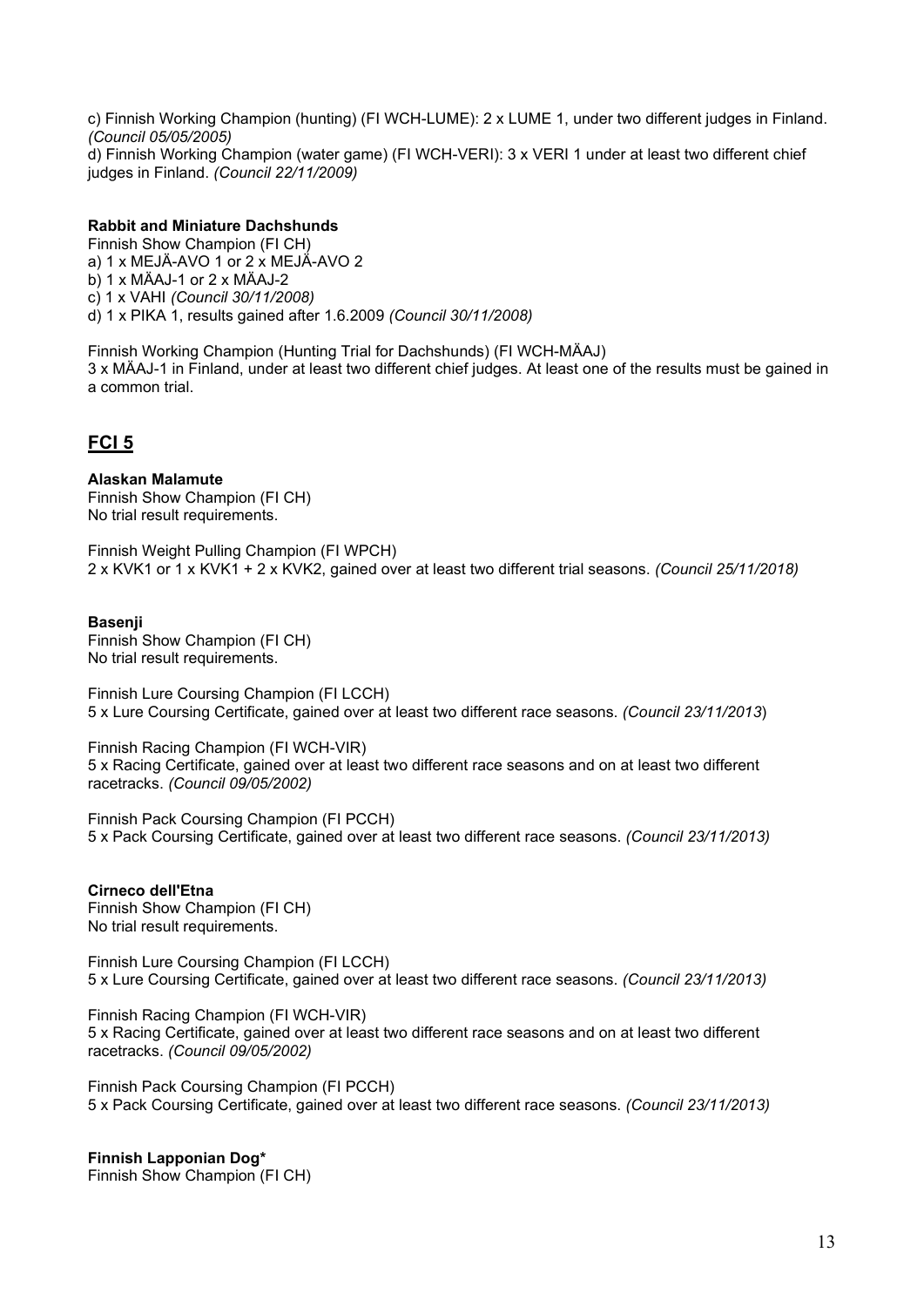c) Finnish Working Champion (hunting) (FI WCH-LUME): 2 x LUME 1, under two different judges in Finland. *(Council 05/05/2005)*

d) Finnish Working Champion (water game) (FI WCH-VERI): 3 x VERI 1 under at least two different chief judges in Finland. *(Council 22/11/2009)*

**Rabbit and Miniature Dachshunds**

Finnish Show Champion (FI CH)

a) 1 x MEJÄ-AVO 1 or 2 x MEJÄ-AVO 2

b) 1 x MÄAJ-1 or 2 x MÄAJ-2

c) 1 x VAHI *(Council 30/11/2008)*

d) 1 x PIKA 1, results gained after 1.6.2009 *(Council 30/11/2008)*

Finnish Working Champion (Hunting Trial for Dachshunds) (FI WCH-MÄAJ)

3 x MÄAJ-1 in Finland, under at least two different chief judges. At least one of the results must be gained in a common trial.

## FCI 5

**Alaskan Malamute**

Finnish Show Champion (FI CH)

No trial result requirements.

Finnish Weight Pulling Champion (FI WPCH)

2 x KVK1 or 1 x KVK1 + 2 x KVK2, gained over at least two different trial seasons. *(Council 25/11/2018)*

**Basenji**

Finnish Show Champion (FI CH)

No trial result requirements.

Finnish Lure Coursing Champion (FI LCCH)

5 x Lure Coursing Certificate, gained over at least two different race seasons. *(Council 23/11/2013)*

Finnish Racing Champion (FI WCH-VIR)

5 x Racing Certificate, gained over at least two different race seasons and on at least two different racetracks. *(Council 09/05/2002)*

Finnish Pack Coursing Champion (FI PCCH)

5 x Pack Coursing Certificate, gained over at least two different race seasons. *(Council 23/11/2013)*

**Cirneco dell'Etna**

Finnish Show Champion (FI CH)

No trial result requirements.

Finnish Lure Coursing Champion (FI LCCH)

5 x Lure Coursing Certificate, gained over at least two different race seasons. *(Council 23/11/2013)*

Finnish Racing Champion (FI WCH-VIR)

5 x Racing Certificate, gained over at least two different race seasons and on at least two different racetracks. *(Council 09/05/2002)*

Finnish Pack Coursing Champion (FI PCCH)

5 x Pack Coursing Certificate, gained over at least two different race seasons. *(Council 23/11/2013)*

**Finnish Lapponian Dog***

Finnish Show Champion (FI CH)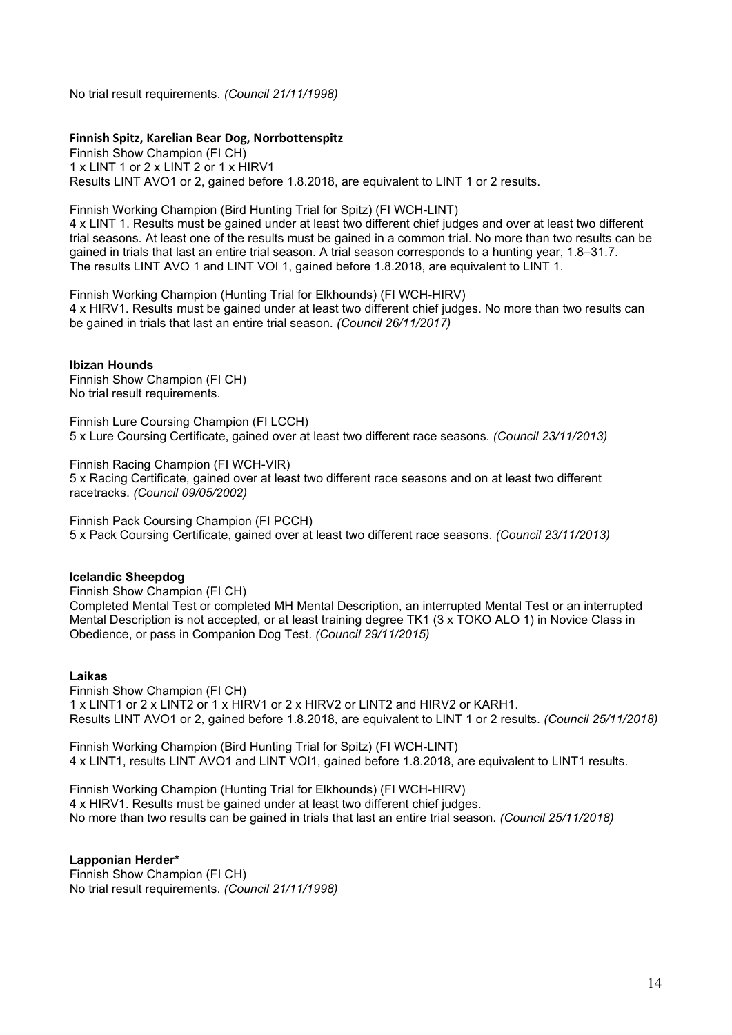No trial result requirements. *(Council 21/11/1998)*

**Finnish Spitz, Karelian Bear Dog, Norrbottenspitz**

Finnish Show Champion (FI CH)
1 x LINT 1 or 2 x LINT 2 or 1 x HIRV1
Results LINT AVO1 or 2, gained before 1.8.2018, are equivalent to LINT 1 or 2 results.

Finnish Working Champion (Bird Hunting Trial for Spitz) (FI WCH-LINT)
4 x LINT 1. Results must be gained under at least two different chief judges and over at least two different trial seasons. At least one of the results must be gained in a common trial. No more than two results can be gained in trials that last an entire trial season. A trial season corresponds to a hunting year, 1.8–31.7. The results LINT AVO 1 and LINT VOI 1, gained before 1.8.2018, are equivalent to LINT 1.

Finnish Working Champion (Hunting Trial for Elkhounds) (FI WCH-HIRV)
4 x HIRV1. Results must be gained under at least two different chief judges. No more than two results can be gained in trials that last an entire trial season. *(Council 26/11/2017)*

**Ibizan Hounds**

Finnish Show Champion (FI CH)
No trial result requirements.

Finnish Lure Coursing Champion (FI LCCH)
5 x Lure Coursing Certificate, gained over at least two different race seasons. *(Council 23/11/2013)*

Finnish Racing Champion (FI WCH-VIR)
5 x Racing Certificate, gained over at least two different race seasons and on at least two different racetracks. *(Council 09/05/2002)*

Finnish Pack Coursing Champion (FI PCCH)
5 x Pack Coursing Certificate, gained over at least two different race seasons. *(Council 23/11/2013)*

**Icelandic Sheepdog**

Finnish Show Champion (FI CH)
Completed Mental Test or completed MH Mental Description, an interrupted Mental Test or an interrupted Mental Description is not accepted, or at least training degree TK1 (3 x TOKO ALO 1) in Novice Class in Obedience, or pass in Companion Dog Test. *(Council 29/11/2015)*

**Laikas**

Finnish Show Champion (FI CH)
1 x LINT1 or 2 x LINT2 or 1 x HIRV1 or 2 x HIRV2 or LINT2 and HIRV2 or KARH1.
Results LINT AVO1 or 2, gained before 1.8.2018, are equivalent to LINT 1 or 2 results. *(Council 25/11/2018)*

Finnish Working Champion (Bird Hunting Trial for Spitz) (FI WCH-LINT)
4 x LINT1, results LINT AVO1 and LINT VOI1, gained before 1.8.2018, are equivalent to LINT1 results.

Finnish Working Champion (Hunting Trial for Elkhounds) (FI WCH-HIRV)
4 x HIRV1. Results must be gained under at least two different chief judges.
No more than two results can be gained in trials that last an entire trial season. *(Council 25/11/2018)*

**Lapponian Herder***

Finnish Show Champion (FI CH)
No trial result requirements. *(Council 21/11/1998)*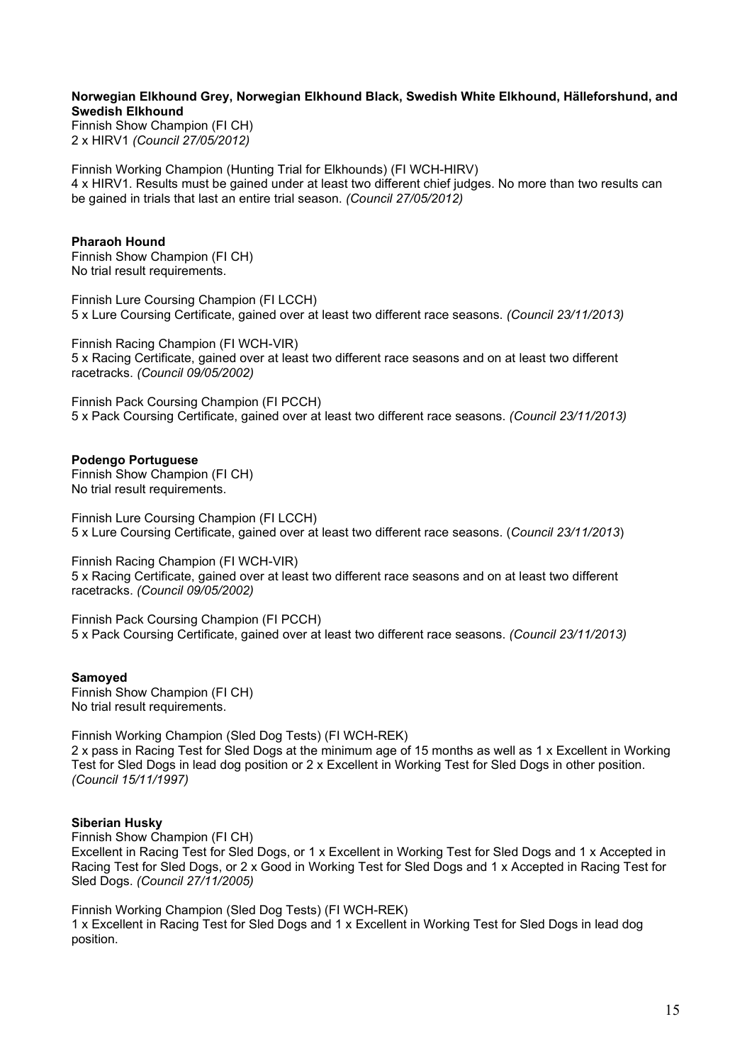**Norwegian Elkhound Grey, Norwegian Elkhound Black, Swedish White Elkhound, Hälleforshund, and Swedish Elkhound**

Finnish Show Champion (FI CH)
2 x HIRV1 *(Council 27/05/2012)*

Finnish Working Champion (Hunting Trial for Elkhounds) (FI WCH-HIRV)
4 x HIRV1. Results must be gained under at least two different chief judges. No more than two results can be gained in trials that last an entire trial season. *(Council 27/05/2012)*

**Pharaoh Hound**

Finnish Show Champion (FI CH)
No trial result requirements.

Finnish Lure Coursing Champion (FI LCCH)
5 x Lure Coursing Certificate, gained over at least two different race seasons. *(Council 23/11/2013)*

Finnish Racing Champion (FI WCH-VIR)
5 x Racing Certificate, gained over at least two different race seasons and on at least two different racetracks. *(Council 09/05/2002)*

Finnish Pack Coursing Champion (FI PCCH)
5 x Pack Coursing Certificate, gained over at least two different race seasons. *(Council 23/11/2013)*

**Podengo Portuguese**

Finnish Show Champion (FI CH)
No trial result requirements.

Finnish Lure Coursing Champion (FI LCCH)
5 x Lure Coursing Certificate, gained over at least two different race seasons. (*Council 23/11/2013*)

Finnish Racing Champion (FI WCH-VIR)
5 x Racing Certificate, gained over at least two different race seasons and on at least two different racetracks. *(Council 09/05/2002)*

Finnish Pack Coursing Champion (FI PCCH)
5 x Pack Coursing Certificate, gained over at least two different race seasons. *(Council 23/11/2013)*

**Samoyed**

Finnish Show Champion (FI CH)
No trial result requirements.

Finnish Working Champion (Sled Dog Tests) (FI WCH-REK)
2 x pass in Racing Test for Sled Dogs at the minimum age of 15 months as well as 1 x Excellent in Working Test for Sled Dogs in lead dog position or 2 x Excellent in Working Test for Sled Dogs in other position. *(Council 15/11/1997)*

**Siberian Husky**

Finnish Show Champion (FI CH)
Excellent in Racing Test for Sled Dogs, or 1 x Excellent in Working Test for Sled Dogs and 1 x Accepted in Racing Test for Sled Dogs, or 2 x Good in Working Test for Sled Dogs and 1 x Accepted in Racing Test for Sled Dogs. *(Council 27/11/2005)*

Finnish Working Champion (Sled Dog Tests) (FI WCH-REK)
1 x Excellent in Racing Test for Sled Dogs and 1 x Excellent in Working Test for Sled Dogs in lead dog position.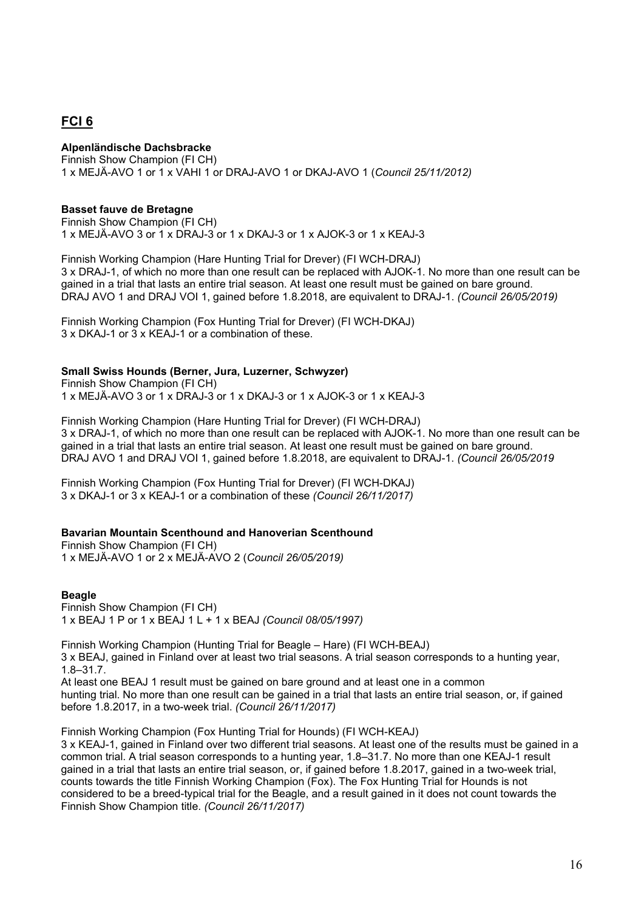## FCI 6

**Alpenländische Dachsbracke**
Finnish Show Champion (FI CH)
1 x MEJÄ-AVO 1 or 1 x VAHI 1 or DRAJ-AVO 1 or DKAJ-AVO 1 (*Council 25/11/2012)*

**Basset fauve de Bretagne**
Finnish Show Champion (FI CH)
1 x MEJÄ-AVO 3 or 1 x DRAJ-3 or 1 x DKAJ-3 or 1 x AJOK-3 or 1 x KEAJ-3

Finnish Working Champion (Hare Hunting Trial for Drever) (FI WCH-DRAJ)
3 x DRAJ-1, of which no more than one result can be replaced with AJOK-1. No more than one result can be gained in a trial that lasts an entire trial season. At least one result must be gained on bare ground. DRAJ AVO 1 and DRAJ VOI 1, gained before 1.8.2018, are equivalent to DRAJ-1. *(Council 26/05/2019)*

Finnish Working Champion (Fox Hunting Trial for Drever) (FI WCH-DKAJ)
3 x DKAJ-1 or 3 x KEAJ-1 or a combination of these.

**Small Swiss Hounds (Berner, Jura, Luzerner, Schwyzer)**
Finnish Show Champion (FI CH)
1 x MEJÄ-AVO 3 or 1 x DRAJ-3 or 1 x DKAJ-3 or 1 x AJOK-3 or 1 x KEAJ-3

Finnish Working Champion (Hare Hunting Trial for Drever) (FI WCH-DRAJ)
3 x DRAJ-1, of which no more than one result can be replaced with AJOK-1. No more than one result can be gained in a trial that lasts an entire trial season. At least one result must be gained on bare ground. DRAJ AVO 1 and DRAJ VOI 1, gained before 1.8.2018, are equivalent to DRAJ-1. *(Council 26/05/2019*

Finnish Working Champion (Fox Hunting Trial for Drever) (FI WCH-DKAJ)
3 x DKAJ-1 or 3 x KEAJ-1 or a combination of these *(Council 26/11/2017)*

**Bavarian Mountain Scenthound and Hanoverian Scenthound**
Finnish Show Champion (FI CH)
1 x MEJÄ-AVO 1 or 2 x MEJÄ-AVO 2 (*Council 26/05/2019)*

**Beagle**
Finnish Show Champion (FI CH)
1 x BEAJ 1 P or 1 x BEAJ 1 L + 1 x BEAJ *(Council 08/05/1997)*

Finnish Working Champion (Hunting Trial for Beagle – Hare) (FI WCH-BEAJ)
3 x BEAJ, gained in Finland over at least two trial seasons. A trial season corresponds to a hunting year, 1.8–31.7.
At least one BEAJ 1 result must be gained on bare ground and at least one in a common hunting trial. No more than one result can be gained in a trial that lasts an entire trial season, or, if gained before 1.8.2017, in a two-week trial. *(Council 26/11/2017)*

Finnish Working Champion (Fox Hunting Trial for Hounds) (FI WCH-KEAJ)
3 x KEAJ-1, gained in Finland over two different trial seasons. At least one of the results must be gained in a common trial. A trial season corresponds to a hunting year, 1.8–31.7. No more than one KEAJ-1 result gained in a trial that lasts an entire trial season, or, if gained before 1.8.2017, gained in a two-week trial, counts towards the title Finnish Working Champion (Fox). The Fox Hunting Trial for Hounds is not considered to be a breed-typical trial for the Beagle, and a result gained in it does not count towards the Finnish Show Champion title. *(Council 26/11/2017)*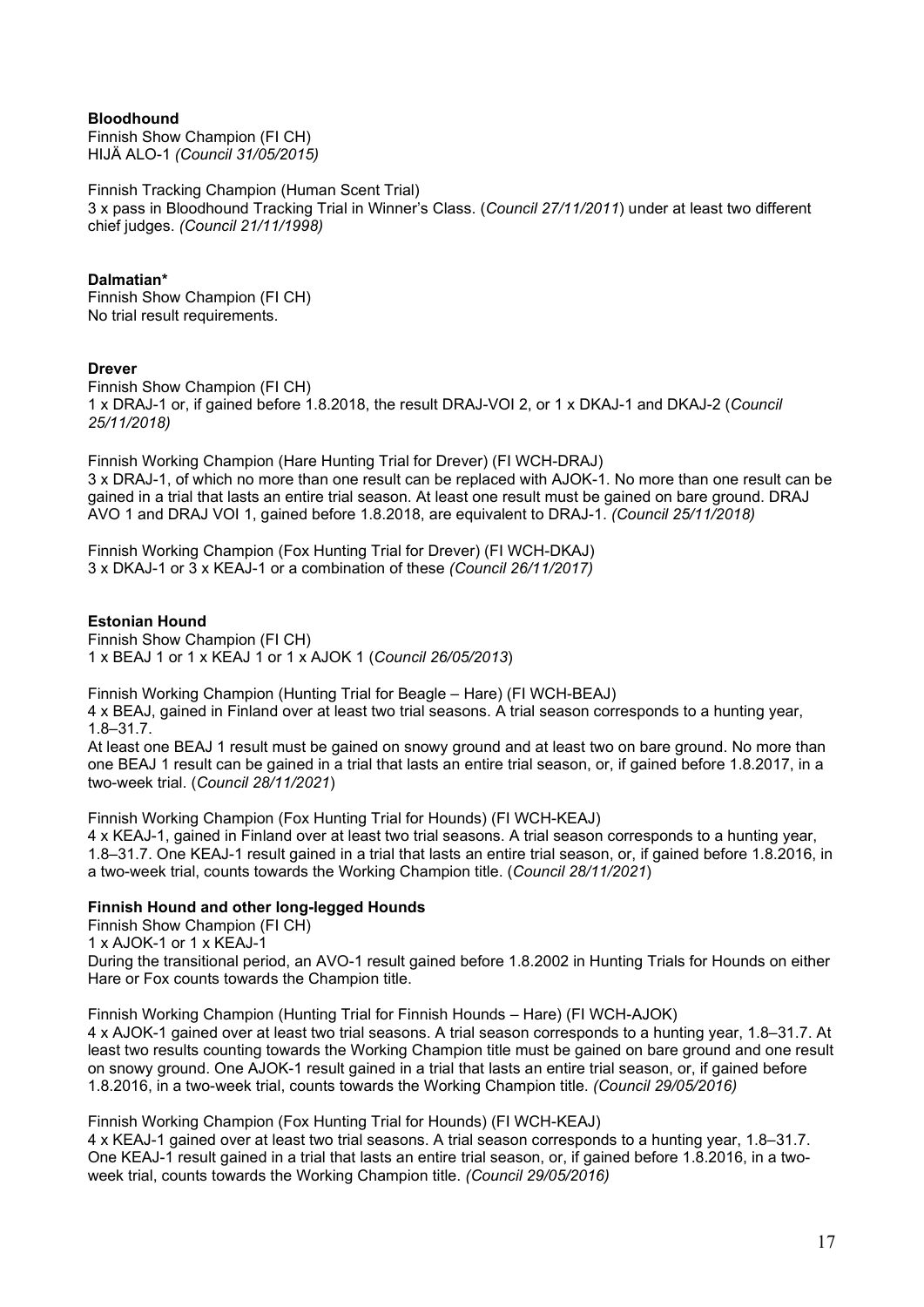**Bloodhound**
Finnish Show Champion (FI CH)
HIJÄ ALO-1 *(Council 31/05/2015)*

Finnish Tracking Champion (Human Scent Trial)
3 x pass in Bloodhound Tracking Trial in Winner's Class. (*Council 27/11/2011*) under at least two different chief judges. *(Council 21/11/1998)*

**Dalmatian***
Finnish Show Champion (FI CH)
No trial result requirements.

**Drever**
Finnish Show Champion (FI CH)
1 x DRAJ-1 or, if gained before 1.8.2018, the result DRAJ-VOI 2, or 1 x DKAJ-1 and DKAJ-2 (*Council 25/11/2018)*

Finnish Working Champion (Hare Hunting Trial for Drever) (FI WCH-DRAJ)
3 x DRAJ-1, of which no more than one result can be replaced with AJOK-1. No more than one result can be gained in a trial that lasts an entire trial season. At least one result must be gained on bare ground. DRAJ AVO 1 and DRAJ VOI 1, gained before 1.8.2018, are equivalent to DRAJ-1. *(Council 25/11/2018)*

Finnish Working Champion (Fox Hunting Trial for Drever) (FI WCH-DKAJ)
3 x DKAJ-1 or 3 x KEAJ-1 or a combination of these *(Council 26/11/2017)*

**Estonian Hound**
Finnish Show Champion (FI CH)
1 x BEAJ 1 or 1 x KEAJ 1 or 1 x AJOK 1 (*Council 26/05/2013*)

Finnish Working Champion (Hunting Trial for Beagle – Hare) (FI WCH-BEAJ)
4 x BEAJ, gained in Finland over at least two trial seasons. A trial season corresponds to a hunting year, 1.8–31.7.
At least one BEAJ 1 result must be gained on snowy ground and at least two on bare ground. No more than one BEAJ 1 result can be gained in a trial that lasts an entire trial season, or, if gained before 1.8.2017, in a two-week trial. (*Council 28/11/2021*)

Finnish Working Champion (Fox Hunting Trial for Hounds) (FI WCH-KEAJ)
4 x KEAJ-1, gained in Finland over at least two trial seasons. A trial season corresponds to a hunting year, 1.8–31.7. One KEAJ-1 result gained in a trial that lasts an entire trial season, or, if gained before 1.8.2016, in a two-week trial, counts towards the Working Champion title. (*Council 28/11/2021*)

**Finnish Hound and other long-legged Hounds**
Finnish Show Champion (FI CH)
1 x AJOK-1 or 1 x KEAJ-1
During the transitional period, an AVO-1 result gained before 1.8.2002 in Hunting Trials for Hounds on either Hare or Fox counts towards the Champion title.

Finnish Working Champion (Hunting Trial for Finnish Hounds – Hare) (FI WCH-AJOK)
4 x AJOK-1 gained over at least two trial seasons. A trial season corresponds to a hunting year, 1.8–31.7. At least two results counting towards the Working Champion title must be gained on bare ground and one result on snowy ground. One AJOK-1 result gained in a trial that lasts an entire trial season, or, if gained before 1.8.2016, in a two-week trial, counts towards the Working Champion title. *(Council 29/05/2016)*

Finnish Working Champion (Fox Hunting Trial for Hounds) (FI WCH-KEAJ)
4 x KEAJ-1 gained over at least two trial seasons. A trial season corresponds to a hunting year, 1.8–31.7. One KEAJ-1 result gained in a trial that lasts an entire trial season, or, if gained before 1.8.2016, in a two-week trial, counts towards the Working Champion title. *(Council 29/05/2016)*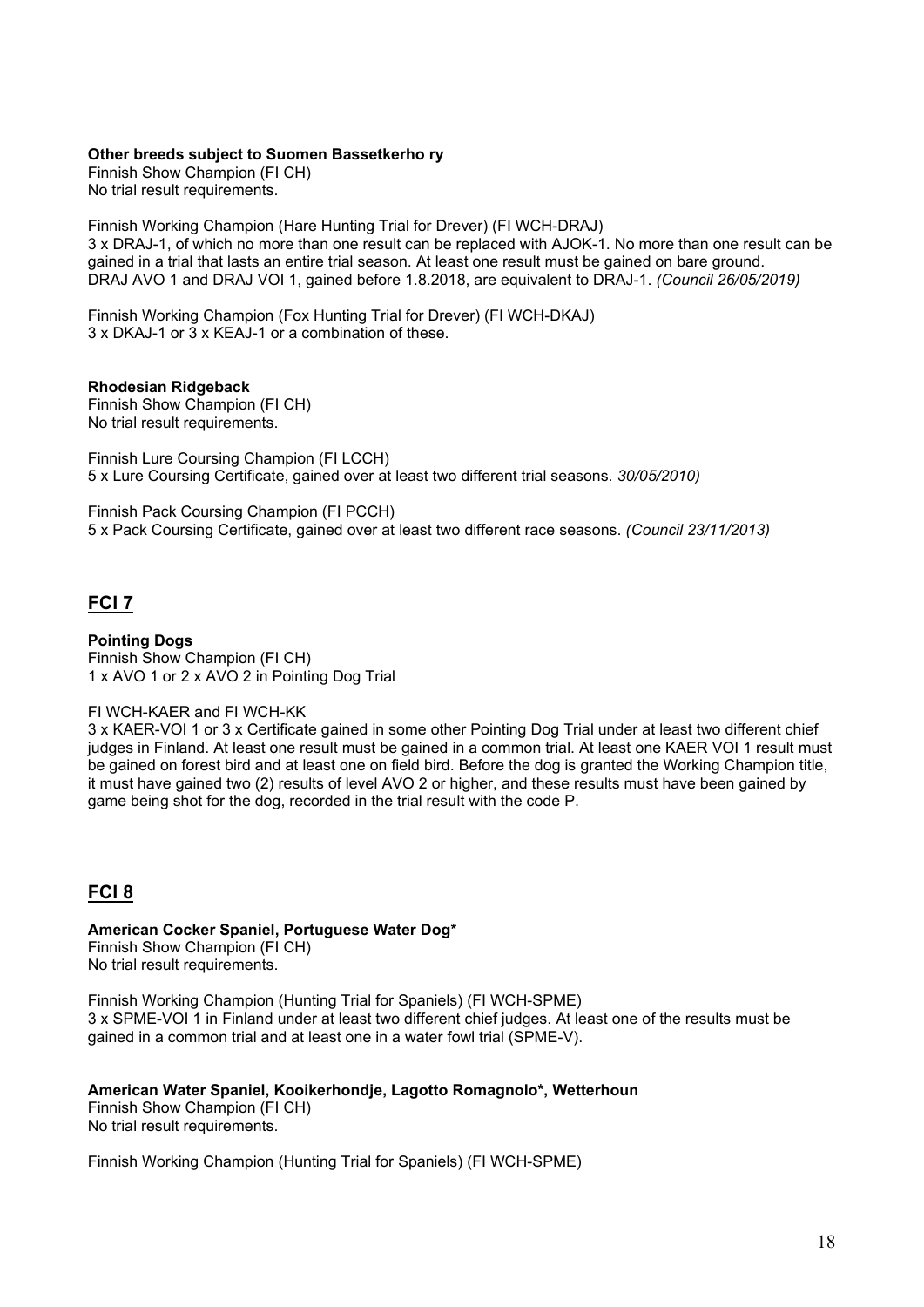**Other breeds subject to Suomen Bassetkerho ry**
Finnish Show Champion (FI CH)
No trial result requirements.

Finnish Working Champion (Hare Hunting Trial for Drever) (FI WCH-DRAJ)
3 x DRAJ-1, of which no more than one result can be replaced with AJOK-1. No more than one result can be gained in a trial that lasts an entire trial season. At least one result must be gained on bare ground. DRAJ AVO 1 and DRAJ VOI 1, gained before 1.8.2018, are equivalent to DRAJ-1. *(Council 26/05/2019)*

Finnish Working Champion (Fox Hunting Trial for Drever) (FI WCH-DKAJ)
3 x DKAJ-1 or 3 x KEAJ-1 or a combination of these.

**Rhodesian Ridgeback**
Finnish Show Champion (FI CH)
No trial result requirements.

Finnish Lure Coursing Champion (FI LCCH)
5 x Lure Coursing Certificate, gained over at least two different trial seasons. *30/05/2010)*

Finnish Pack Coursing Champion (FI PCCH)
5 x Pack Coursing Certificate, gained over at least two different race seasons. *(Council 23/11/2013)*

## FCI 7

**Pointing Dogs**
Finnish Show Champion (FI CH)
1 x AVO 1 or 2 x AVO 2 in Pointing Dog Trial

FI WCH-KAER and FI WCH-KK
3 x KAER-VOI 1 or 3 x Certificate gained in some other Pointing Dog Trial under at least two different chief judges in Finland. At least one result must be gained in a common trial. At least one KAER VOI 1 result must be gained on forest bird and at least one on field bird. Before the dog is granted the Working Champion title, it must have gained two (2) results of level AVO 2 or higher, and these results must have been gained by game being shot for the dog, recorded in the trial result with the code P.

## FCI 8

**American Cocker Spaniel, Portuguese Water Dog***
Finnish Show Champion (FI CH)
No trial result requirements.

Finnish Working Champion (Hunting Trial for Spaniels) (FI WCH-SPME)
3 x SPME-VOI 1 in Finland under at least two different chief judges. At least one of the results must be gained in a common trial and at least one in a water fowl trial (SPME-V).

**American Water Spaniel, Kooikerhondje, Lagotto Romagnolo*, Wetterhoun**
Finnish Show Champion (FI CH)
No trial result requirements.

Finnish Working Champion (Hunting Trial for Spaniels) (FI WCH-SPME)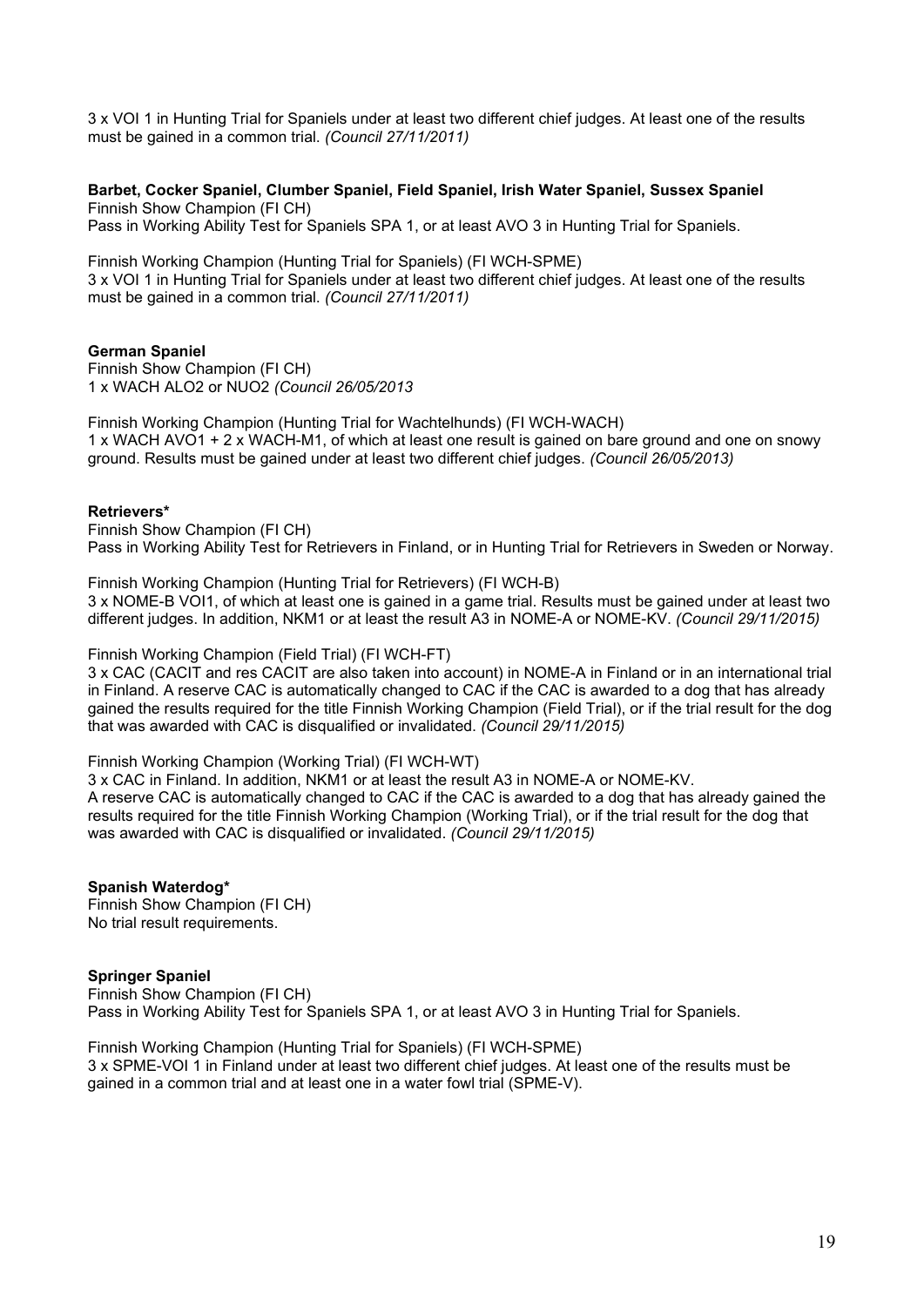3 x VOI 1 in Hunting Trial for Spaniels under at least two different chief judges. At least one of the results must be gained in a common trial. *(Council 27/11/2011)*

**Barbet, Cocker Spaniel, Clumber Spaniel, Field Spaniel, Irish Water Spaniel, Sussex Spaniel**

Finnish Show Champion (FI CH)
Pass in Working Ability Test for Spaniels SPA 1, or at least AVO 3 in Hunting Trial for Spaniels.

Finnish Working Champion (Hunting Trial for Spaniels) (FI WCH-SPME)
3 x VOI 1 in Hunting Trial for Spaniels under at least two different chief judges. At least one of the results must be gained in a common trial. *(Council 27/11/2011)*

**German Spaniel**

Finnish Show Champion (FI CH)
1 x WACH ALO2 or NUO2 *(Council 26/05/2013*

Finnish Working Champion (Hunting Trial for Wachtelhunds) (FI WCH-WACH)
1 x WACH AVO1 + 2 x WACH-M1, of which at least one result is gained on bare ground and one on snowy ground. Results must be gained under at least two different chief judges. *(Council 26/05/2013)*

**Retrievers***

Finnish Show Champion (FI CH)
Pass in Working Ability Test for Retrievers in Finland, or in Hunting Trial for Retrievers in Sweden or Norway.

Finnish Working Champion (Hunting Trial for Retrievers) (FI WCH-B)
3 x NOME-B VOI1, of which at least one is gained in a game trial. Results must be gained under at least two different judges. In addition, NKM1 or at least the result A3 in NOME-A or NOME-KV. *(Council 29/11/2015)*

Finnish Working Champion (Field Trial) (FI WCH-FT)
3 x CAC (CACIT and res CACIT are also taken into account) in NOME-A in Finland or in an international trial in Finland. A reserve CAC is automatically changed to CAC if the CAC is awarded to a dog that has already gained the results required for the title Finnish Working Champion (Field Trial), or if the trial result for the dog that was awarded with CAC is disqualified or invalidated. *(Council 29/11/2015)*

Finnish Working Champion (Working Trial) (FI WCH-WT)
3 x CAC in Finland. In addition, NKM1 or at least the result A3 in NOME-A or NOME-KV.
A reserve CAC is automatically changed to CAC if the CAC is awarded to a dog that has already gained the results required for the title Finnish Working Champion (Working Trial), or if the trial result for the dog that was awarded with CAC is disqualified or invalidated. *(Council 29/11/2015)*

**Spanish Waterdog***

Finnish Show Champion (FI CH)
No trial result requirements.

**Springer Spaniel**

Finnish Show Champion (FI CH)
Pass in Working Ability Test for Spaniels SPA 1, or at least AVO 3 in Hunting Trial for Spaniels.

Finnish Working Champion (Hunting Trial for Spaniels) (FI WCH-SPME)
3 x SPME-VOI 1 in Finland under at least two different chief judges. At least one of the results must be gained in a common trial and at least one in a water fowl trial (SPME-V).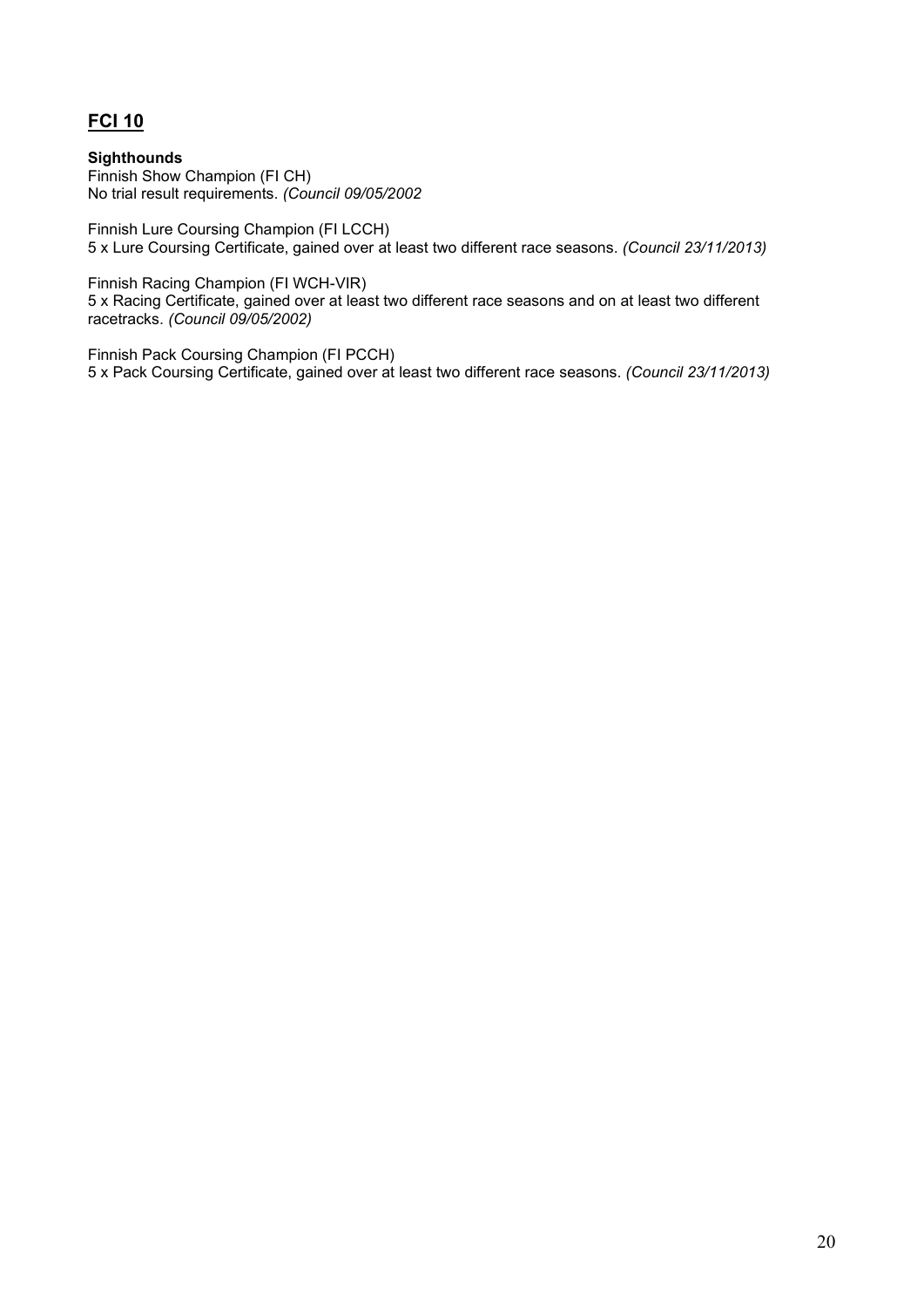## FCI 10

**Sighthounds**
Finnish Show Champion (FI CH)
No trial result requirements. *(Council 09/05/2002*

Finnish Lure Coursing Champion (FI LCCH)
5 x Lure Coursing Certificate, gained over at least two different race seasons. *(Council 23/11/2013)*

Finnish Racing Champion (FI WCH-VIR)
5 x Racing Certificate, gained over at least two different race seasons and on at least two different racetracks. *(Council 09/05/2002)*

Finnish Pack Coursing Champion (FI PCCH)
5 x Pack Coursing Certificate, gained over at least two different race seasons. *(Council 23/11/2013)*